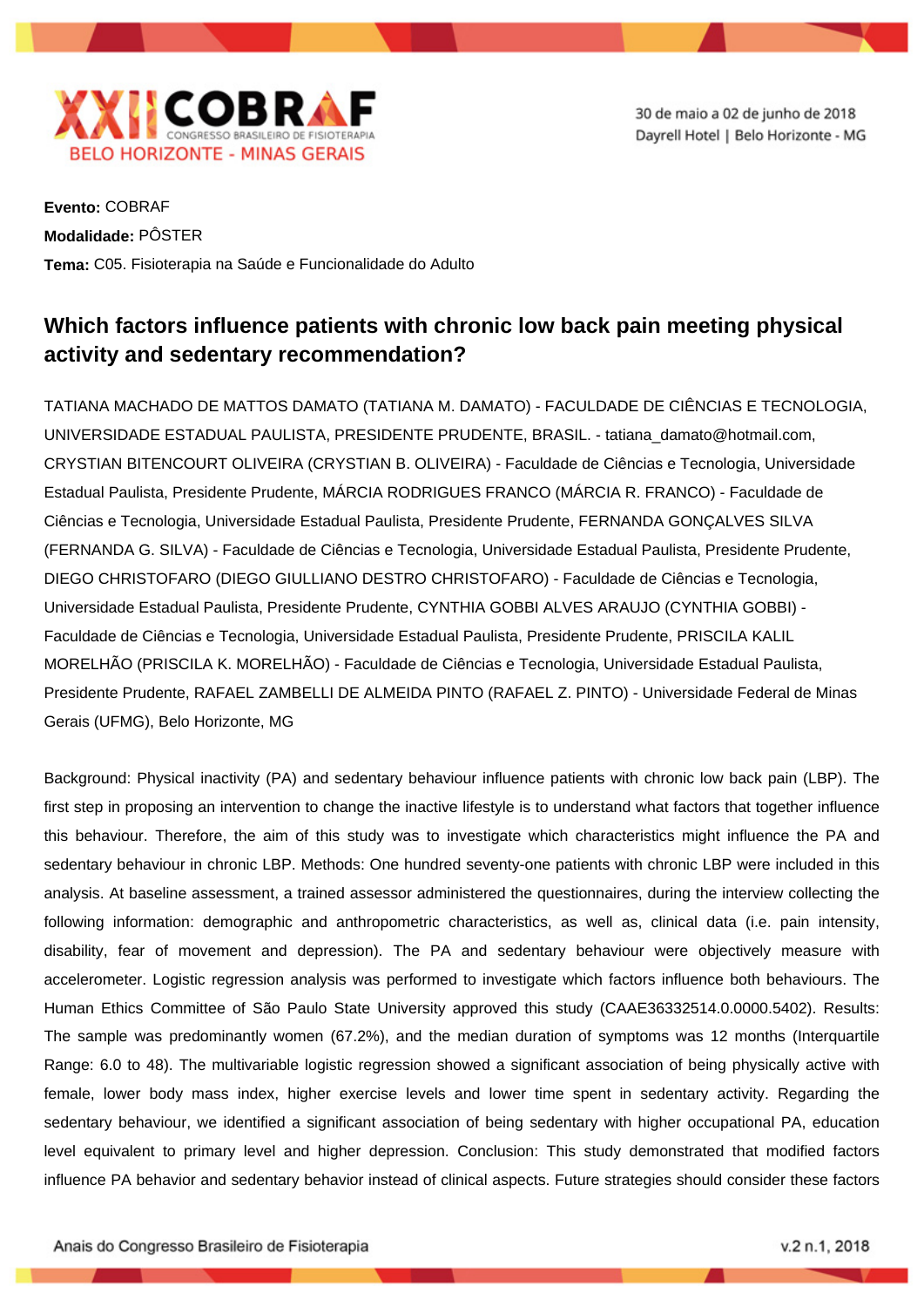**Evento:** COBRAF
**Modalidade:** PÔSTER
**Tema:** C05. Fisioterapia na Saúde e Funcionalidade do Adulto

# Which factors influence patients with chronic low back pain meeting physical activity and sedentary recommendation?

TATIANA MACHADO DE MATTOS DAMATO (TATIANA M. DAMATO) - FACULDADE DE CIÊNCIAS E TECNOLOGIA, UNIVERSIDADE ESTADUAL PAULISTA, PRESIDENTE PRUDENTE, BRASIL. - tatiana_damato@hotmail.com, CRYSTIAN BITENCOURT OLIVEIRA (CRYSTIAN B. OLIVEIRA) - Faculdade de Ciências e Tecnologia, Universidade Estadual Paulista, Presidente Prudente, MÁRCIA RODRIGUES FRANCO (MÁRCIA R. FRANCO) - Faculdade de Ciências e Tecnologia, Universidade Estadual Paulista, Presidente Prudente, FERNANDA GONÇALVES SILVA (FERNANDA G. SILVA) - Faculdade de Ciências e Tecnologia, Universidade Estadual Paulista, Presidente Prudente, DIEGO CHRISTOFARO (DIEGO GIULLIANO DESTRO CHRISTOFARO) - Faculdade de Ciências e Tecnologia, Universidade Estadual Paulista, Presidente Prudente, CYNTHIA GOBBI ALVES ARAUJO (CYNTHIA GOBBI) - Faculdade de Ciências e Tecnologia, Universidade Estadual Paulista, Presidente Prudente, PRISCILA KALIL MORELHÃO (PRISCILA K. MORELHÃO) - Faculdade de Ciências e Tecnologia, Universidade Estadual Paulista, Presidente Prudente, RAFAEL ZAMBELLI DE ALMEIDA PINTO (RAFAEL Z. PINTO) - Universidade Federal de Minas Gerais (UFMG), Belo Horizonte, MG

Background: Physical inactivity (PA) and sedentary behaviour influence patients with chronic low back pain (LBP). The first step in proposing an intervention to change the inactive lifestyle is to understand what factors that together influence this behaviour. Therefore, the aim of this study was to investigate which characteristics might influence the PA and sedentary behaviour in chronic LBP. Methods: One hundred seventy-one patients with chronic LBP were included in this analysis. At baseline assessment, a trained assessor administered the questionnaires, during the interview collecting the following information: demographic and anthropometric characteristics, as well as, clinical data (i.e. pain intensity, disability, fear of movement and depression). The PA and sedentary behaviour were objectively measure with accelerometer. Logistic regression analysis was performed to investigate which factors influence both behaviours. The Human Ethics Committee of São Paulo State University approved this study (CAAE36332514.0.0000.5402). Results: The sample was predominantly women (67.2%), and the median duration of symptoms was 12 months (Interquartile Range: 6.0 to 48). The multivariable logistic regression showed a significant association of being physically active with female, lower body mass index, higher exercise levels and lower time spent in sedentary activity. Regarding the sedentary behaviour, we identified a significant association of being sedentary with higher occupational PA, education level equivalent to primary level and higher depression. Conclusion: This study demonstrated that modified factors influence PA behavior and sedentary behavior instead of clinical aspects. Future strategies should consider these factors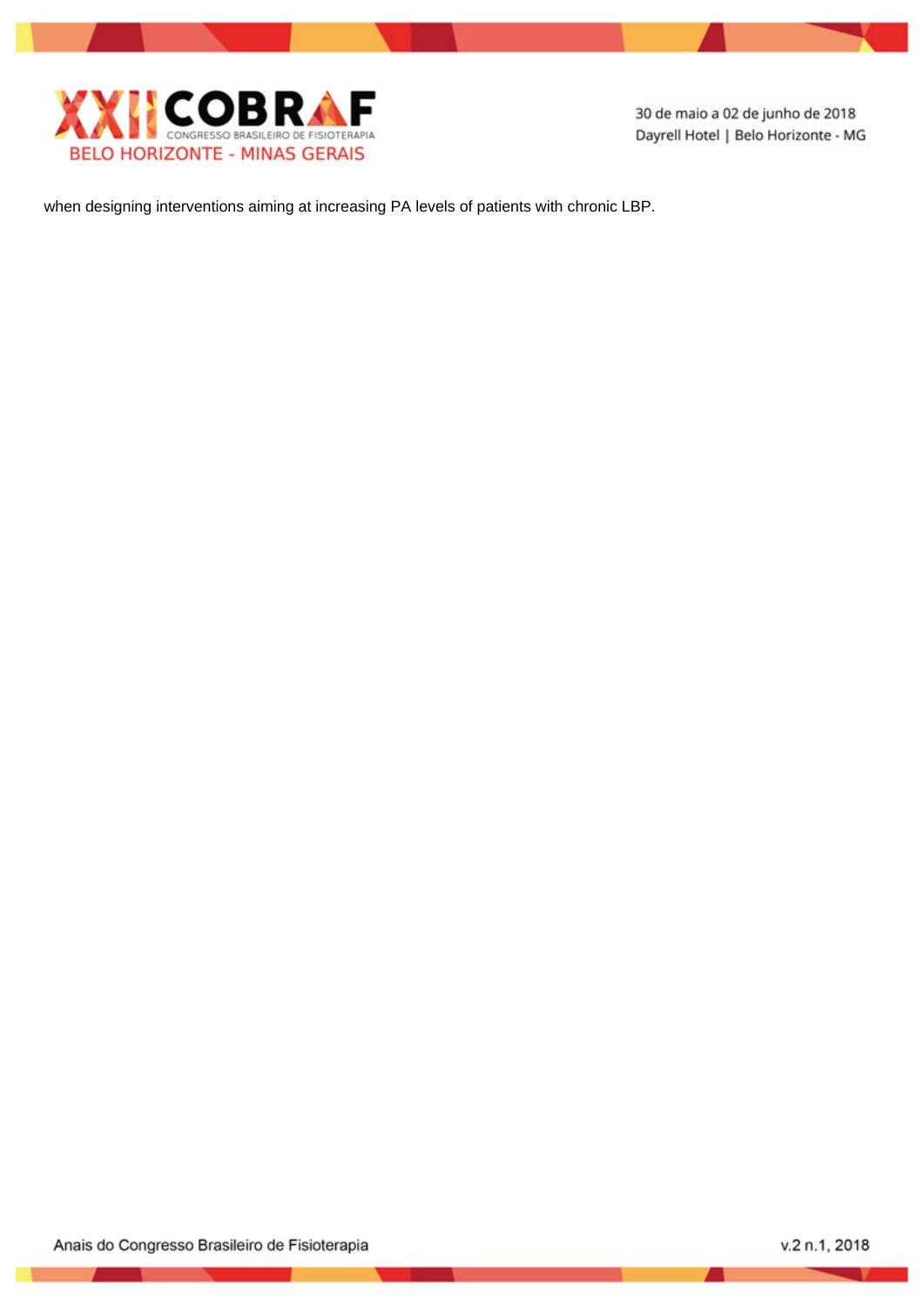when designing interventions aiming at increasing PA levels of patients with chronic LBP.